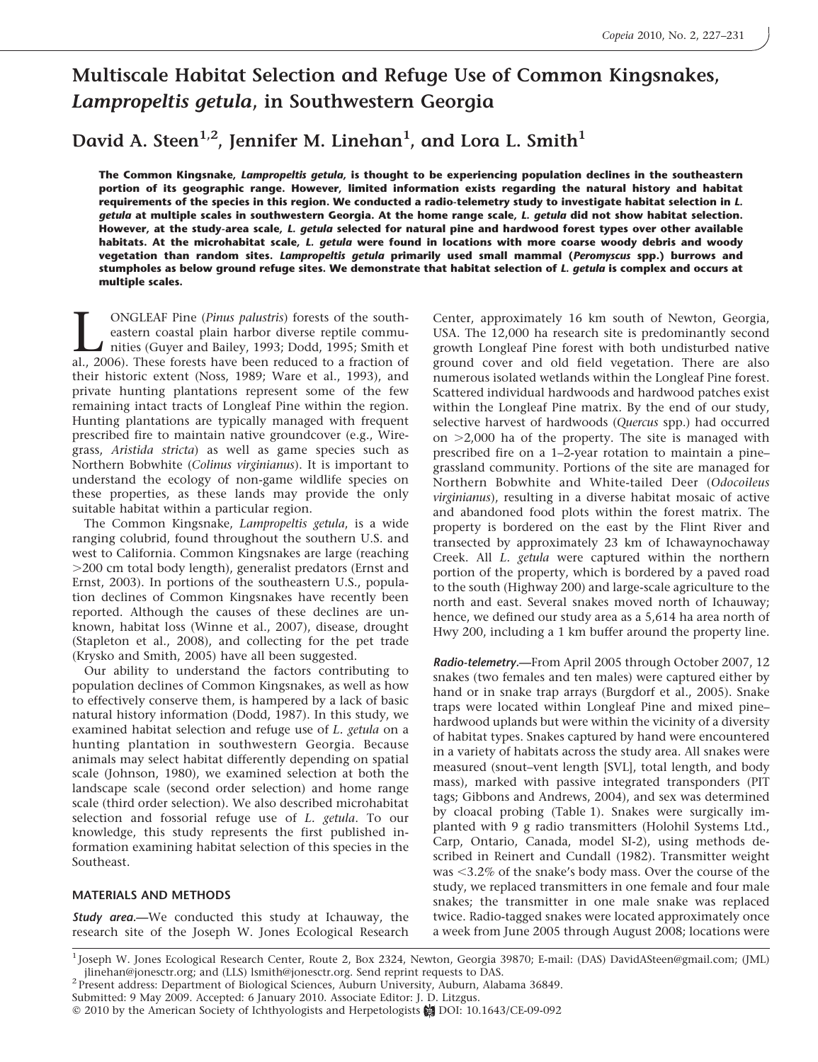# Multiscale Habitat Selection and Refuge Use of Common Kingsnakes, *Lampropeltis getula*, in Southwestern Georgia

**David A. Steen[1,2], Jennifer M. Linehan[1], and Lora L. Smith[1]**

**The Common Kingsnake, *Lampropeltis getula*, is thought to be experiencing population declines in the southeastern portion of its geographic range. However, limited information exists regarding the natural history and habitat requirements of the species in this region. We conducted a radio-telemetry study to investigate habitat selection in *L. getula* at multiple scales in southwestern Georgia. At the home range scale, *L. getula* did not show habitat selection. However, at the study-area scale, *L. getula* selected for natural pine and hardwood forest types over other available habitats. At the microhabitat scale, *L. getula* were found in locations with more coarse woody debris and woody vegetation than random sites. *Lampropeltis getula* primarily used small mammal (*Peromyscus* spp.) burrows and stumpholes as below ground refuge sites. We demonstrate that habitat selection of *L. getula* is complex and occurs at multiple scales.**

Longleaf Pine (*Pinus palustris*) forests of the southeastern coastal plain harbor diverse reptile communities (Guyer and Bailey, 1993; Dodd, 1995; Smith et al., 2006). These forests have been reduced to a fraction of their historic extent (Noss, 1989; Ware et al., 1993), and private hunting plantations represent some of the few remaining intact tracts of Longleaf Pine within the region. Hunting plantations are typically managed with frequent prescribed fire to maintain native groundcover (e.g., Wiregrass, *Aristida stricta*) as well as game species such as Northern Bobwhite (*Colinus virginianus*). It is important to understand the ecology of non-game wildlife species on these properties, as these lands may provide the only suitable habitat within a particular region.

The Common Kingsnake, *Lampropeltis getula*, is a wide ranging colubrid, found throughout the southern U.S. and west to California. Common Kingsnakes are large (reaching >200 cm total body length), generalist predators (Ernst and Ernst, 2003). In portions of the southeastern U.S., population declines of Common Kingsnakes have recently been reported. Although the causes of these declines are unknown, habitat loss (Winne et al., 2007), disease, drought (Stapleton et al., 2008), and collecting for the pet trade (Krysko and Smith, 2005) have all been suggested.

Our ability to understand the factors contributing to population declines of Common Kingsnakes, as well as how to effectively conserve them, is hampered by a lack of basic natural history information (Dodd, 1987). In this study, we examined habitat selection and refuge use of *L. getula* on a hunting plantation in southwestern Georgia. Because animals may select habitat differently depending on spatial scale (Johnson, 1980), we examined selection at both the landscape scale (second order selection) and home range scale (third order selection). We also described microhabitat selection and fossorial refuge use of *L. getula*. To our knowledge, this study represents the first published information examining habitat selection of this species in the Southeast.

## MATERIALS AND METHODS

***Study area.***—We conducted this study at Ichauway, the research site of the Joseph W. Jones Ecological Research Center, approximately 16 km south of Newton, Georgia, USA. The 12,000 ha research site is predominantly second growth Longleaf Pine forest with both undisturbed native ground cover and old field vegetation. There are also numerous isolated wetlands within the Longleaf Pine forest. Scattered individual hardwoods and hardwood patches exist within the Longleaf Pine matrix. By the end of our study, selective harvest of hardwoods (*Quercus* spp.) had occurred on >2,000 ha of the property. The site is managed with prescribed fire on a 1–2-year rotation to maintain a pine–grassland community. Portions of the site are managed for Northern Bobwhite and White-tailed Deer (*Odocoileus virginianus*), resulting in a diverse habitat mosaic of active and abandoned food plots within the forest matrix. The property is bordered on the east by the Flint River and transected by approximately 23 km of Ichawaynochaway Creek. All *L. getula* were captured within the northern portion of the property, which is bordered by a paved road to the south (Highway 200) and large-scale agriculture to the north and east. Several snakes moved north of Ichauway; hence, we defined our study area as a 5,614 ha area north of Hwy 200, including a 1 km buffer around the property line.

***Radio-telemetry.***—From April 2005 through October 2007, 12 snakes (two females and ten males) were captured either by hand or in snake trap arrays (Burgdorf et al., 2005). Snake traps were located within Longleaf Pine and mixed pine–hardwood uplands but were within the vicinity of a diversity of habitat types. Snakes captured by hand were encountered in a variety of habitats across the study area. All snakes were measured (snout–vent length [SVL], total length, and body mass), marked with passive integrated transponders (PIT tags; Gibbons and Andrews, 2004), and sex was determined by cloacal probing (Table 1). Snakes were surgically implanted with 9 g radio transmitters (Holohil Systems Ltd., Carp, Ontario, Canada, model SI-2), using methods described in Reinert and Cundall (1982). Transmitter weight was <3.2% of the snake's body mass. Over the course of the study, we replaced transmitters in one female and four male snakes; the transmitter in one male snake was replaced twice. Radio-tagged snakes were located approximately once a week from June 2005 through August 2008; locations were

[1] Joseph W. Jones Ecological Research Center, Route 2, Box 2324, Newton, Georgia 39870; E-mail: (DAS) DavidASteen@gmail.com; (JML) jlinehan@jonesctr.org; and (LLS) lsmith@jonesctr.org. Send reprint requests to DAS.
[2] Present address: Department of Biological Sciences, Auburn University, Auburn, Alabama 36849.
Submitted: 9 May 2009. Accepted: 6 January 2010. Associate Editor: J. D. Litzgus.
© 2010 by the American Society of Ichthyologists and Herpetologists DOI: 10.1643/CE-09-092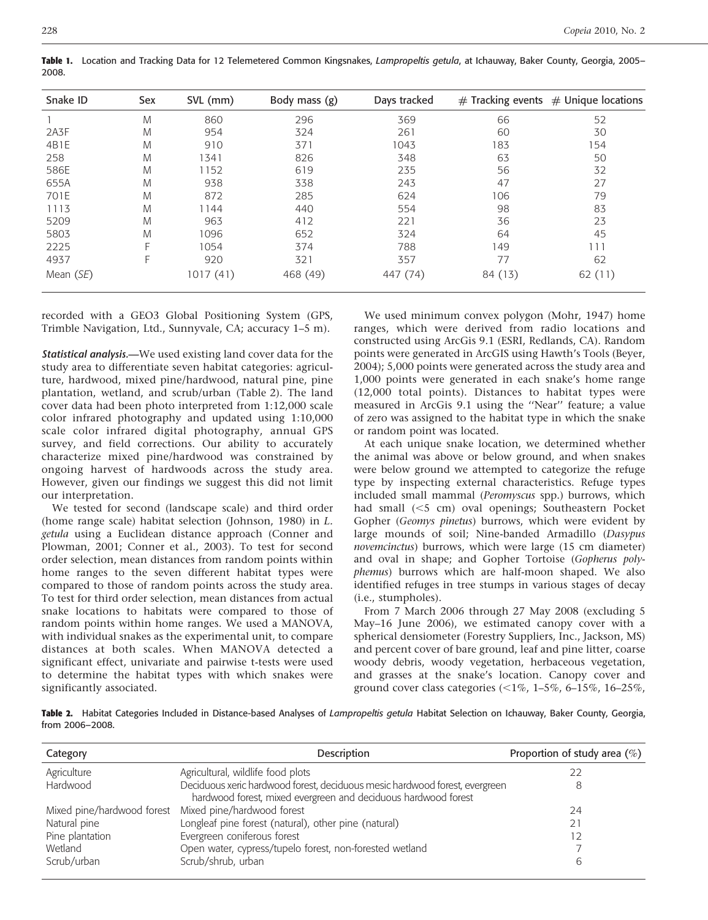**Table 1.** Location and Tracking Data for 12 Telemetered Common Kingsnakes, *Lampropeltis getula*, at Ichauway, Baker County, Georgia, 2005–2008.

| Snake ID | Sex | SVL (mm) | Body mass (g) | Days tracked | # Tracking events | # Unique locations |
|---|---|---|---|---|---|---|
| 1 | M | 860 | 296 | 369 | 66 | 52 |
| 2A3F | M | 954 | 324 | 261 | 60 | 30 |
| 4B1E | M | 910 | 371 | 1043 | 183 | 154 |
| 258 | M | 1341 | 826 | 348 | 63 | 50 |
| 586E | M | 1152 | 619 | 235 | 56 | 32 |
| 655A | M | 938 | 338 | 243 | 47 | 27 |
| 701E | M | 872 | 285 | 624 | 106 | 79 |
| 1113 | M | 1144 | 440 | 554 | 98 | 83 |
| 5209 | M | 963 | 412 | 221 | 36 | 23 |
| 5803 | M | 1096 | 652 | 324 | 64 | 45 |
| 2225 | F | 1054 | 374 | 788 | 149 | 111 |
| 4937 | F | 920 | 321 | 357 | 77 | 62 |
| Mean (*SE*) | | 1017 (41) | 468 (49) | 447 (74) | 84 (13) | 62 (11) |

recorded with a GEO3 Global Positioning System (GPS, Trimble Navigation, Ltd., Sunnyvale, CA; accuracy 1–5 m).

***Statistical analysis.***—We used existing land cover data for the study area to differentiate seven habitat categories: agriculture, hardwood, mixed pine/hardwood, natural pine, pine plantation, wetland, and scrub/urban (Table 2). The land cover data had been photo interpreted from 1:12,000 scale color infrared photography and updated using 1:10,000 scale color infrared digital photography, annual GPS survey, and field corrections. Our ability to accurately characterize mixed pine/hardwood was constrained by ongoing harvest of hardwoods across the study area. However, given our findings we suggest this did not limit our interpretation.

We tested for second (landscape scale) and third order (home range scale) habitat selection (Johnson, 1980) in *L. getula* using a Euclidean distance approach (Conner and Plowman, 2001; Conner et al., 2003). To test for second order selection, mean distances from random points within home ranges to the seven different habitat types were compared to those of random points across the study area. To test for third order selection, mean distances from actual snake locations to habitats were compared to those of random points within home ranges. We used a MANOVA, with individual snakes as the experimental unit, to compare distances at both scales. When MANOVA detected a significant effect, univariate and pairwise t-tests were used to determine the habitat types with which snakes were significantly associated.

We used minimum convex polygon (Mohr, 1947) home ranges, which were derived from radio locations and constructed using ArcGis 9.1 (ESRI, Redlands, CA). Random points were generated in ArcGIS using Hawth's Tools (Beyer, 2004); 5,000 points were generated across the study area and 1,000 points were generated in each snake's home range (12,000 total points). Distances to habitat types were measured in ArcGis 9.1 using the ''Near'' feature; a value of zero was assigned to the habitat type in which the snake or random point was located.

At each unique snake location, we determined whether the animal was above or below ground, and when snakes were below ground we attempted to categorize the refuge type by inspecting external characteristics. Refuge types included small mammal (*Peromyscus* spp.) burrows, which had small (<5 cm) oval openings; Southeastern Pocket Gopher (*Geomys pinetus*) burrows, which were evident by large mounds of soil; Nine-banded Armadillo (*Dasypus novemcinctus*) burrows, which were large (15 cm diameter) and oval in shape; and Gopher Tortoise (*Gopherus polyphemus*) burrows which are half-moon shaped. We also identified refuges in tree stumps in various stages of decay (i.e., stumpholes).

From 7 March 2006 through 27 May 2008 (excluding 5 May–16 June 2006), we estimated canopy cover with a spherical densiometer (Forestry Suppliers, Inc., Jackson, MS) and percent cover of bare ground, leaf and pine litter, coarse woody debris, woody vegetation, herbaceous vegetation, and grasses at the snake's location. Canopy cover and ground cover class categories (<1%, 1–5%, 6–15%, 16–25%,

**Table 2.** Habitat Categories Included in Distance-based Analyses of *Lampropeltis getula* Habitat Selection on Ichauway, Baker County, Georgia, from 2006–2008.

| Category | Description | Proportion of study area (%) |
|---|---|---|
| Agriculture | Agricultural, wildlife food plots | 22 |
| Hardwood | Deciduous xeric hardwood forest, deciduous mesic hardwood forest, evergreen hardwood forest, mixed evergreen and deciduous hardwood forest | 8 |
| Mixed pine/hardwood forest | Mixed pine/hardwood forest | 24 |
| Natural pine | Longleaf pine forest (natural), other pine (natural) | 21 |
| Pine plantation | Evergreen coniferous forest | 12 |
| Wetland | Open water, cypress/tupelo forest, non-forested wetland | 7 |
| Scrub/urban | Scrub/shrub, urban | 6 |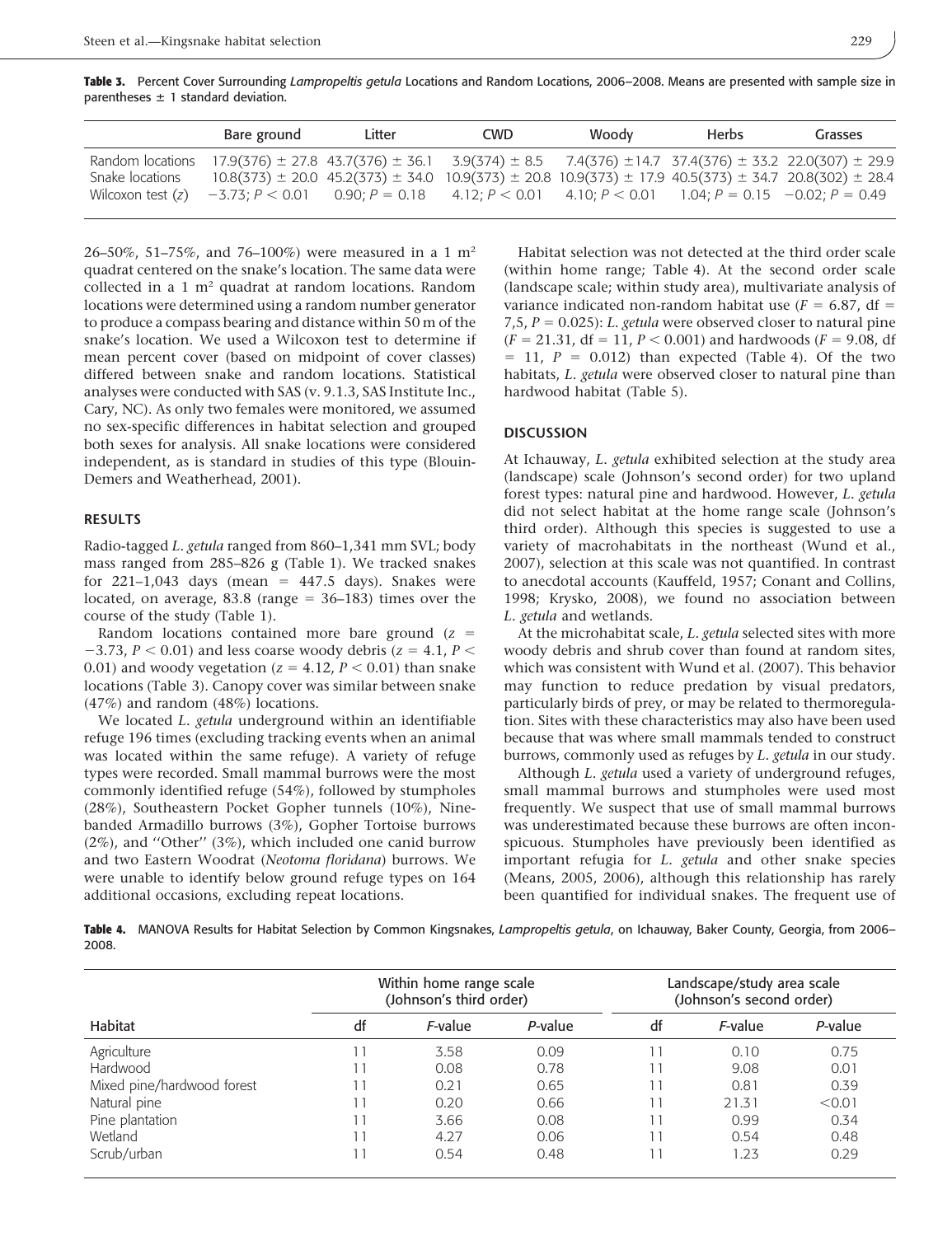**Table 3.** Percent Cover Surrounding *Lampropeltis getula* Locations and Random Locations, 2006–2008. Means are presented with sample size in parentheses ± 1 standard deviation.

| | Bare ground | Litter | CWD | Woody | Herbs | Grasses |
|---|---|---|---|---|---|---|
| Random locations | 17.9(376) ± 27.8 | 43.7(376) ± 36.1 | 3.9(374) ± 8.5 | 7.4(376) ±14.7 | 37.4(376) ± 33.2 | 22.0(307) ± 29.9 |
| Snake locations | 10.8(373) ± 20.0 | 45.2(373) ± 34.0 | 10.9(373) ± 20.8 | 10.9(373) ± 17.9 | 40.5(373) ± 34.7 | 20.8(302) ± 28.4 |
| Wilcoxon test (*z*) | −3.73; $P < 0.01$ | 0.90; $P = 0.18$ | 4.12; $P < 0.01$ | 4.10; $P < 0.01$ | 1.04; $P = 0.15$ | −0.02; $P = 0.49$ |

26–50%, 51–75%, and 76–100%) were measured in a 1 m$^2$ quadrat centered on the snake's location. The same data were collected in a 1 m$^2$ quadrat at random locations. Random locations were determined using a random number generator to produce a compass bearing and distance within 50 m of the snake's location. We used a Wilcoxon test to determine if mean percent cover (based on midpoint of cover classes) differed between snake and random locations. Statistical analyses were conducted with SAS (v. 9.1.3, SAS Institute Inc., Cary, NC). As only two females were monitored, we assumed no sex-specific differences in habitat selection and grouped both sexes for analysis. All snake locations were considered independent, as is standard in studies of this type (Blouin-Demers and Weatherhead, 2001).

## RESULTS

Radio-tagged *L. getula* ranged from 860–1,341 mm SVL; body mass ranged from 285–826 g (Table 1). We tracked snakes for 221–1,043 days (mean = 447.5 days). Snakes were located, on average, 83.8 (range = 36–183) times over the course of the study (Table 1).

Random locations contained more bare ground ($z = -3.73$, $P < 0.01$) and less coarse woody debris ($z = 4.1$, $P < 0.01$) and woody vegetation ($z = 4.12$, $P < 0.01$) than snake locations (Table 3). Canopy cover was similar between snake (47%) and random (48%) locations.

We located *L. getula* underground within an identifiable refuge 196 times (excluding tracking events when an animal was located within the same refuge). A variety of refuge types were recorded. Small mammal burrows were the most commonly identified refuge (54%), followed by stumpholes (28%), Southeastern Pocket Gopher tunnels (10%), Nine-banded Armadillo burrows (3%), Gopher Tortoise burrows (2%), and "Other" (3%), which included one canid burrow and two Eastern Woodrat (*Neotoma floridana*) burrows. We were unable to identify below ground refuge types on 164 additional occasions, excluding repeat locations.

Habitat selection was not detected at the third order scale (within home range; Table 4). At the second order scale (landscape scale; within study area), multivariate analysis of variance indicated non-random habitat use ($F = 6.87$, df = 7,5, $P = 0.025$): *L. getula* were observed closer to natural pine ($F = 21.31$, df = 11, $P < 0.001$) and hardwoods ($F = 9.08$, df = 11, $P = 0.012$) than expected (Table 4). Of the two habitats, *L. getula* were observed closer to natural pine than hardwood habitat (Table 5).

## DISCUSSION

At Ichauway, *L. getula* exhibited selection at the study area (landscape) scale (Johnson's second order) for two upland forest types: natural pine and hardwood. However, *L. getula* did not select habitat at the home range scale (Johnson's third order). Although this species is suggested to use a variety of macrohabitats in the northeast (Wund et al., 2007), selection at this scale was not quantified. In contrast to anecdotal accounts (Kauffeld, 1957; Conant and Collins, 1998; Krysko, 2008), we found no association between *L. getula* and wetlands.

At the microhabitat scale, *L. getula* selected sites with more woody debris and shrub cover than found at random sites, which was consistent with Wund et al. (2007). This behavior may function to reduce predation by visual predators, particularly birds of prey, or may be related to thermoregulation. Sites with these characteristics may also have been used because that was where small mammals tended to construct burrows, commonly used as refuges by *L. getula* in our study.

Although *L. getula* used a variety of underground refuges, small mammal burrows and stumpholes were used most frequently. We suspect that use of small mammal burrows was underestimated because these burrows are often inconspicuous. Stumpholes have previously been identified as important refugia for *L. getula* and other snake species (Means, 2005, 2006), although this relationship has rarely been quantified for individual snakes. The frequent use of

**Table 4.** MANOVA Results for Habitat Selection by Common Kingsnakes, *Lampropeltis getula*, on Ichauway, Baker County, Georgia, from 2006–2008.

| | Within home range scale (Johnson's third order) | | | Landscape/study area scale (Johnson's second order) | | |
|---|---|---|---|---|---|---|
| Habitat | df | *F*-value | *P*-value | df | *F*-value | *P*-value |
| Agriculture | 11 | 3.58 | 0.09 | 11 | 0.10 | 0.75 |
| Hardwood | 11 | 0.08 | 0.78 | 11 | 9.08 | 0.01 |
| Mixed pine/hardwood forest | 11 | 0.21 | 0.65 | 11 | 0.81 | 0.39 |
| Natural pine | 11 | 0.20 | 0.66 | 11 | 21.31 | <0.01 |
| Pine plantation | 11 | 3.66 | 0.08 | 11 | 0.99 | 0.34 |
| Wetland | 11 | 4.27 | 0.06 | 11 | 0.54 | 0.48 |
| Scrub/urban | 11 | 0.54 | 0.48 | 11 | 1.23 | 0.29 |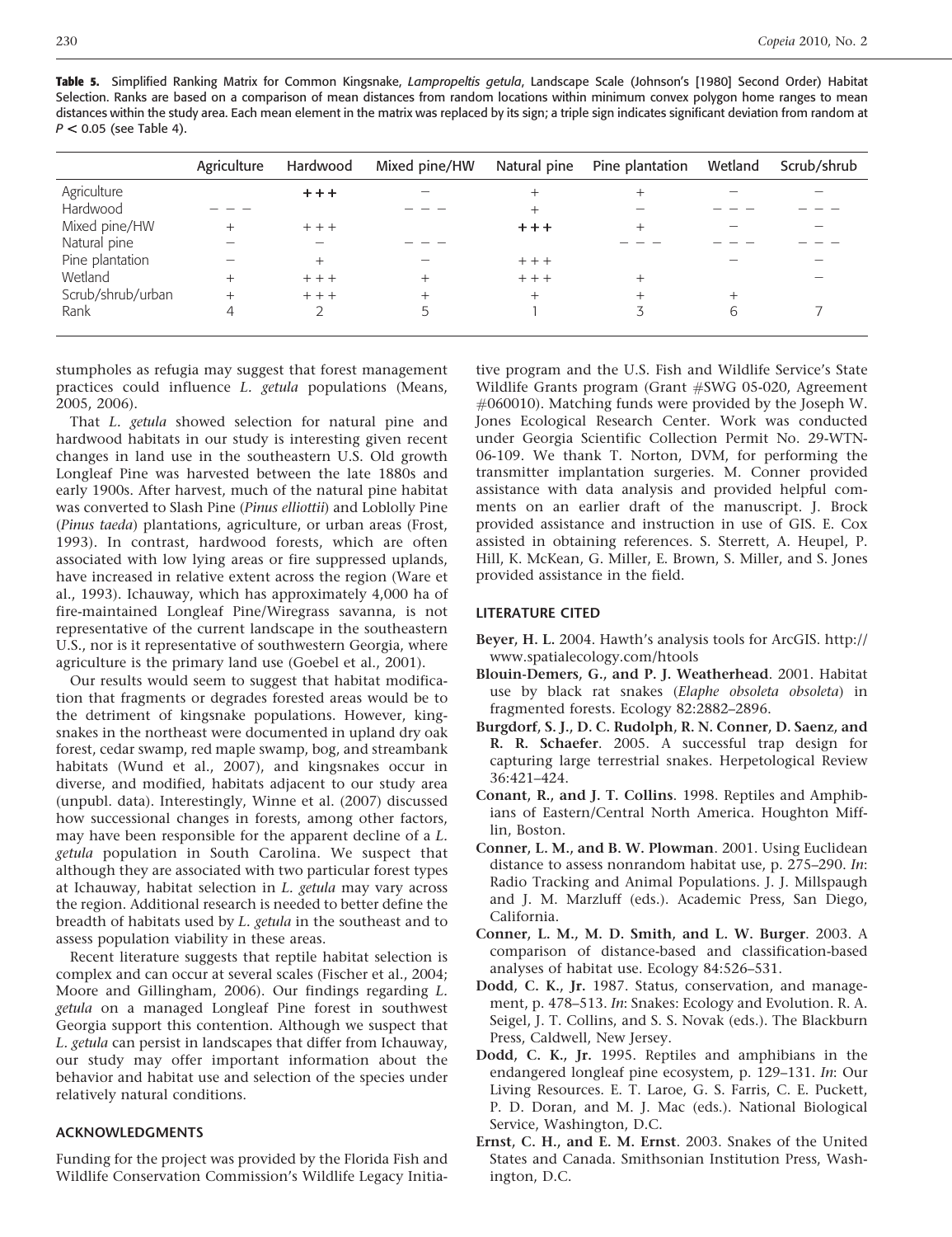**Table 5.** Simplified Ranking Matrix for Common Kingsnake, *Lampropeltis getula*, Landscape Scale (Johnson's [1980] Second Order) Habitat Selection. Ranks are based on a comparison of mean distances from random locations within minimum convex polygon home ranges to mean distances within the study area. Each mean element in the matrix was replaced by its sign; a triple sign indicates significant deviation from random at $P < 0.05$ (see Table 4).

| | Agriculture | Hardwood | Mixed pine/HW | Natural pine | Pine plantation | Wetland | Scrub/shrub |
|---|---|---|---|---|---|---|---|
| Agriculture | | + + + | − | + | + | − | − |
| Hardwood | − − − | | − − − | + | − | − − − | − − − |
| Mixed pine/HW | + | + + + | | + + + | + | − | − |
| Natural pine | − | − | − − − | | − − − | − − − | − − − |
| Pine plantation | − | + | − | + + + | | − | − |
| Wetland | + | + + + | + | + + + | + | | − |
| Scrub/shrub/urban | + | + + + | + | + | + | + | |
| Rank | 4 | 2 | 5 | 1 | 3 | 6 | 7 |

stumpholes as refugia may suggest that forest management practices could influence *L. getula* populations (Means, 2005, 2006).

That *L. getula* showed selection for natural pine and hardwood habitats in our study is interesting given recent changes in land use in the southeastern U.S. Old growth Longleaf Pine was harvested between the late 1880s and early 1900s. After harvest, much of the natural pine habitat was converted to Slash Pine (*Pinus elliottii*) and Loblolly Pine (*Pinus taeda*) plantations, agriculture, or urban areas (Frost, 1993). In contrast, hardwood forests, which are often associated with low lying areas or fire suppressed uplands, have increased in relative extent across the region (Ware et al., 1993). Ichauway, which has approximately 4,000 ha of fire-maintained Longleaf Pine/Wiregrass savanna, is not representative of the current landscape in the southeastern U.S., nor is it representative of southwestern Georgia, where agriculture is the primary land use (Goebel et al., 2001).

Our results would seem to suggest that habitat modification that fragments or degrades forested areas would be to the detriment of kingsnake populations. However, kingsnakes in the northeast were documented in upland dry oak forest, cedar swamp, red maple swamp, bog, and streambank habitats (Wund et al., 2007), and kingsnakes occur in diverse, and modified, habitats adjacent to our study area (unpubl. data). Interestingly, Winne et al. (2007) discussed how successional changes in forests, among other factors, may have been responsible for the apparent decline of a *L. getula* population in South Carolina. We suspect that although they are associated with two particular forest types at Ichauway, habitat selection in *L. getula* may vary across the region. Additional research is needed to better define the breadth of habitats used by *L. getula* in the southeast and to assess population viability in these areas.

Recent literature suggests that reptile habitat selection is complex and can occur at several scales (Fischer et al., 2004; Moore and Gillingham, 2006). Our findings regarding *L. getula* on a managed Longleaf Pine forest in southwest Georgia support this contention. Although we suspect that *L. getula* can persist in landscapes that differ from Ichauway, our study may offer important information about the behavior and habitat use and selection of the species under relatively natural conditions.

## ACKNOWLEDGMENTS

Funding for the project was provided by the Florida Fish and Wildlife Conservation Commission's Wildlife Legacy Initiative program and the U.S. Fish and Wildlife Service's State Wildlife Grants program (Grant #SWG 05-020, Agreement #060010). Matching funds were provided by the Joseph W. Jones Ecological Research Center. Work was conducted under Georgia Scientific Collection Permit No. 29-WTN-06-109. We thank T. Norton, DVM, for performing the transmitter implantation surgeries. M. Conner provided assistance with data analysis and provided helpful comments on an earlier draft of the manuscript. J. Brock provided assistance and instruction in use of GIS. E. Cox assisted in obtaining references. S. Sterrett, A. Heupel, P. Hill, K. McKean, G. Miller, E. Brown, S. Miller, and S. Jones provided assistance in the field.

## LITERATURE CITED

**Beyer, H. L.** 2004. Hawth's analysis tools for ArcGIS. http://www.spatialecology.com/htools

**Blouin-Demers, G., and P. J. Weatherhead**. 2001. Habitat use by black rat snakes (*Elaphe obsoleta obsoleta*) in fragmented forests. Ecology 82:2882–2896.

**Burgdorf, S. J., D. C. Rudolph, R. N. Conner, D. Saenz, and R. R. Schaefer**. 2005. A successful trap design for capturing large terrestrial snakes. Herpetological Review 36:421–424.

**Conant, R., and J. T. Collins**. 1998. Reptiles and Amphibians of Eastern/Central North America. Houghton Mifflin, Boston.

**Conner, L. M., and B. W. Plowman**. 2001. Using Euclidean distance to assess nonrandom habitat use, p. 275–290. *In*: Radio Tracking and Animal Populations. J. J. Millspaugh and J. M. Marzluff (eds.). Academic Press, San Diego, California.

**Conner, L. M., M. D. Smith, and L. W. Burger**. 2003. A comparison of distance-based and classification-based analyses of habitat use. Ecology 84:526–531.

**Dodd, C. K., Jr.** 1987. Status, conservation, and management, p. 478–513. *In*: Snakes: Ecology and Evolution. R. A. Seigel, J. T. Collins, and S. S. Novak (eds.). The Blackburn Press, Caldwell, New Jersey.

**Dodd, C. K., Jr.** 1995. Reptiles and amphibians in the endangered longleaf pine ecosystem, p. 129–131. *In*: Our Living Resources. E. T. Laroe, G. S. Farris, C. E. Puckett, P. D. Doran, and M. J. Mac (eds.). National Biological Service, Washington, D.C.

**Ernst, C. H., and E. M. Ernst**. 2003. Snakes of the United States and Canada. Smithsonian Institution Press, Washington, D.C.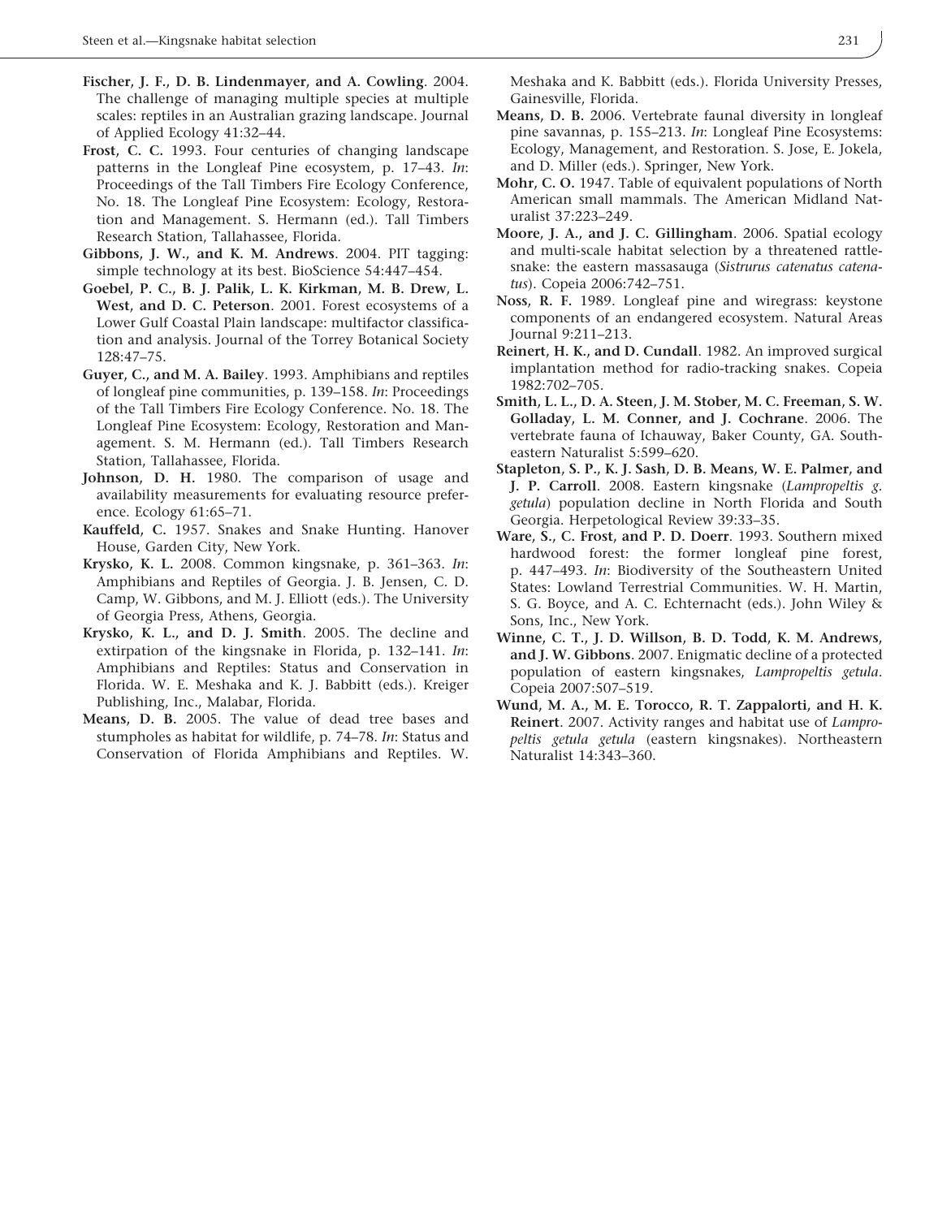**Fischer, J. F., D. B. Lindenmayer, and A. Cowling**. 2004. The challenge of managing multiple species at multiple scales: reptiles in an Australian grazing landscape. Journal of Applied Ecology 41:32–44.

**Frost, C. C.** 1993. Four centuries of changing landscape patterns in the Longleaf Pine ecosystem, p. 17–43. *In*: Proceedings of the Tall Timbers Fire Ecology Conference, No. 18. The Longleaf Pine Ecosystem: Ecology, Restoration and Management. S. Hermann (ed.). Tall Timbers Research Station, Tallahassee, Florida.

**Gibbons, J. W., and K. M. Andrews**. 2004. PIT tagging: simple technology at its best. BioScience 54:447–454.

**Goebel, P. C., B. J. Palik, L. K. Kirkman, M. B. Drew, L. West, and D. C. Peterson**. 2001. Forest ecosystems of a Lower Gulf Coastal Plain landscape: multifactor classification and analysis. Journal of the Torrey Botanical Society 128:47–75.

**Guyer, C., and M. A. Bailey**. 1993. Amphibians and reptiles of longleaf pine communities, p. 139–158. *In*: Proceedings of the Tall Timbers Fire Ecology Conference. No. 18. The Longleaf Pine Ecosystem: Ecology, Restoration and Management. S. M. Hermann (ed.). Tall Timbers Research Station, Tallahassee, Florida.

**Johnson, D. H.** 1980. The comparison of usage and availability measurements for evaluating resource preference. Ecology 61:65–71.

**Kauffeld, C.** 1957. Snakes and Snake Hunting. Hanover House, Garden City, New York.

**Krysko, K. L.** 2008. Common kingsnake, p. 361–363. *In*: Amphibians and Reptiles of Georgia. J. B. Jensen, C. D. Camp, W. Gibbons, and M. J. Elliott (eds.). The University of Georgia Press, Athens, Georgia.

**Krysko, K. L., and D. J. Smith**. 2005. The decline and extirpation of the kingsnake in Florida, p. 132–141. *In*: Amphibians and Reptiles: Status and Conservation in Florida. W. E. Meshaka and K. J. Babbitt (eds.). Kreiger Publishing, Inc., Malabar, Florida.

**Means, D. B.** 2005. The value of dead tree bases and stumpholes as habitat for wildlife, p. 74–78. *In*: Status and Conservation of Florida Amphibians and Reptiles. W. Meshaka and K. Babbitt (eds.). Florida University Presses, Gainesville, Florida.

**Means, D. B.** 2006. Vertebrate faunal diversity in longleaf pine savannas, p. 155–213. *In*: Longleaf Pine Ecosystems: Ecology, Management, and Restoration. S. Jose, E. Jokela, and D. Miller (eds.). Springer, New York.

**Mohr, C. O.** 1947. Table of equivalent populations of North American small mammals. The American Midland Naturalist 37:223–249.

**Moore, J. A., and J. C. Gillingham**. 2006. Spatial ecology and multi-scale habitat selection by a threatened rattlesnake: the eastern massasauga (*Sistrurus catenatus catenatus*). Copeia 2006:742–751.

**Noss, R. F.** 1989. Longleaf pine and wiregrass: keystone components of an endangered ecosystem. Natural Areas Journal 9:211–213.

**Reinert, H. K., and D. Cundall**. 1982. An improved surgical implantation method for radio-tracking snakes. Copeia 1982:702–705.

**Smith, L. L., D. A. Steen, J. M. Stober, M. C. Freeman, S. W. Golladay, L. M. Conner, and J. Cochrane**. 2006. The vertebrate fauna of Ichauway, Baker County, GA. Southeastern Naturalist 5:599–620.

**Stapleton, S. P., K. J. Sash, D. B. Means, W. E. Palmer, and J. P. Carroll**. 2008. Eastern kingsnake (*Lampropeltis g. getula*) population decline in North Florida and South Georgia. Herpetological Review 39:33–35.

**Ware, S., C. Frost, and P. D. Doerr**. 1993. Southern mixed hardwood forest: the former longleaf pine forest, p. 447–493. *In*: Biodiversity of the Southeastern United States: Lowland Terrestrial Communities. W. H. Martin, S. G. Boyce, and A. C. Echternacht (eds.). John Wiley & Sons, Inc., New York.

**Winne, C. T., J. D. Willson, B. D. Todd, K. M. Andrews, and J. W. Gibbons**. 2007. Enigmatic decline of a protected population of eastern kingsnakes, *Lampropeltis getula*. Copeia 2007:507–519.

**Wund, M. A., M. E. Torocco, R. T. Zappalorti, and H. K. Reinert**. 2007. Activity ranges and habitat use of *Lampropeltis getula getula* (eastern kingsnakes). Northeastern Naturalist 14:343–360.